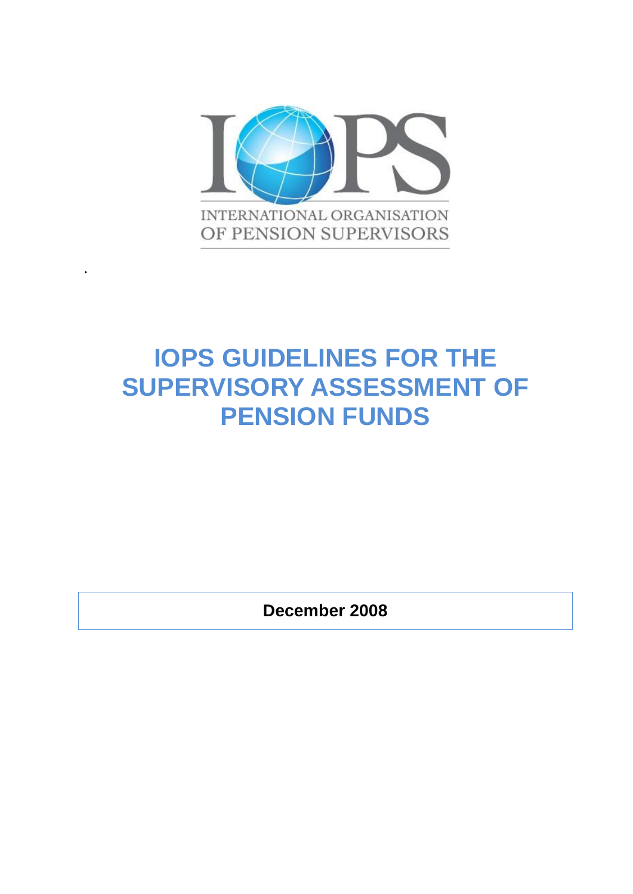IOPS

INTERNATIONAL ORGANISATION OF PENSION SUPERVISORS

# IOPS GUIDELINES FOR THE SUPERVISORY ASSESSMENT OF PENSION FUNDS

**December 2008**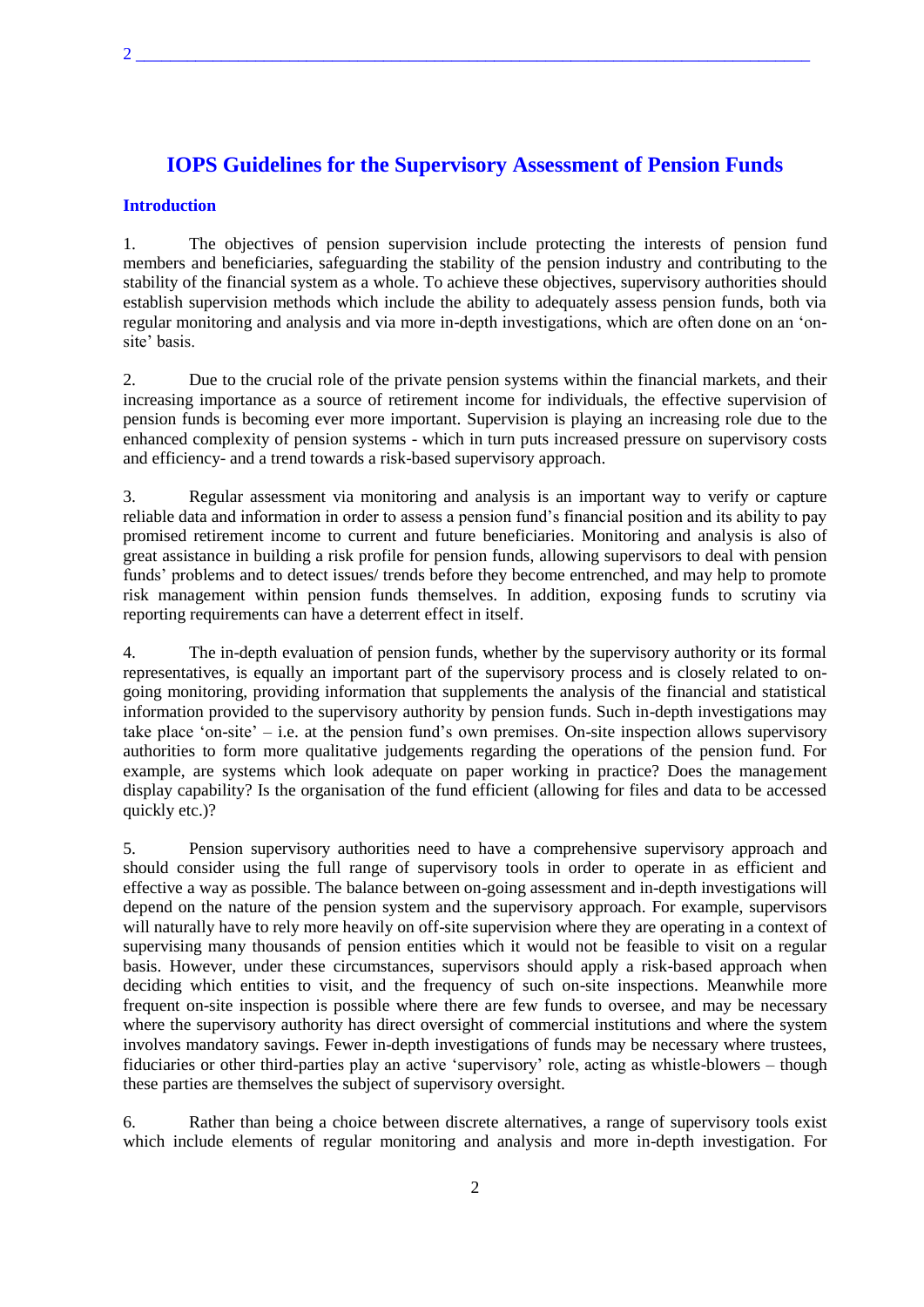# IOPS Guidelines for the Supervisory Assessment of Pension Funds

## Introduction

1. The objectives of pension supervision include protecting the interests of pension fund members and beneficiaries, safeguarding the stability of the pension industry and contributing to the stability of the financial system as a whole. To achieve these objectives, supervisory authorities should establish supervision methods which include the ability to adequately assess pension funds, both via regular monitoring and analysis and via more in-depth investigations, which are often done on an 'on-site' basis.

2. Due to the crucial role of the private pension systems within the financial markets, and their increasing importance as a source of retirement income for individuals, the effective supervision of pension funds is becoming ever more important. Supervision is playing an increasing role due to the enhanced complexity of pension systems - which in turn puts increased pressure on supervisory costs and efficiency- and a trend towards a risk-based supervisory approach.

3. Regular assessment via monitoring and analysis is an important way to verify or capture reliable data and information in order to assess a pension fund's financial position and its ability to pay promised retirement income to current and future beneficiaries. Monitoring and analysis is also of great assistance in building a risk profile for pension funds, allowing supervisors to deal with pension funds' problems and to detect issues/ trends before they become entrenched, and may help to promote risk management within pension funds themselves. In addition, exposing funds to scrutiny via reporting requirements can have a deterrent effect in itself.

4. The in-depth evaluation of pension funds, whether by the supervisory authority or its formal representatives, is equally an important part of the supervisory process and is closely related to on-going monitoring, providing information that supplements the analysis of the financial and statistical information provided to the supervisory authority by pension funds. Such in-depth investigations may take place 'on-site' – i.e. at the pension fund's own premises. On-site inspection allows supervisory authorities to form more qualitative judgements regarding the operations of the pension fund. For example, are systems which look adequate on paper working in practice? Does the management display capability? Is the organisation of the fund efficient (allowing for files and data to be accessed quickly etc.)?

5. Pension supervisory authorities need to have a comprehensive supervisory approach and should consider using the full range of supervisory tools in order to operate in as efficient and effective a way as possible. The balance between on-going assessment and in-depth investigations will depend on the nature of the pension system and the supervisory approach. For example, supervisors will naturally have to rely more heavily on off-site supervision where they are operating in a context of supervising many thousands of pension entities which it would not be feasible to visit on a regular basis. However, under these circumstances, supervisors should apply a risk-based approach when deciding which entities to visit, and the frequency of such on-site inspections. Meanwhile more frequent on-site inspection is possible where there are few funds to oversee, and may be necessary where the supervisory authority has direct oversight of commercial institutions and where the system involves mandatory savings. Fewer in-depth investigations of funds may be necessary where trustees, fiduciaries or other third-parties play an active 'supervisory' role, acting as whistle-blowers – though these parties are themselves the subject of supervisory oversight.

6. Rather than being a choice between discrete alternatives, a range of supervisory tools exist which include elements of regular monitoring and analysis and more in-depth investigation. For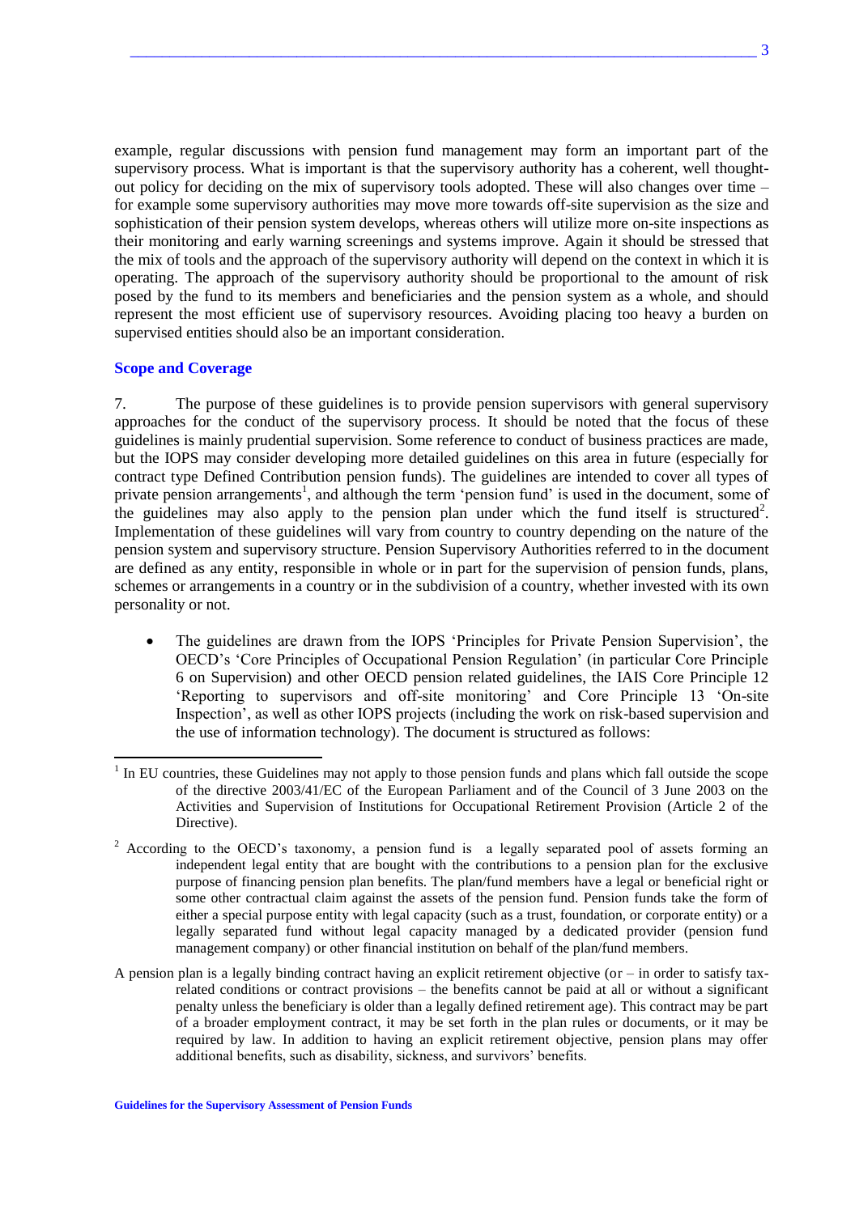example, regular discussions with pension fund management may form an important part of the supervisory process. What is important is that the supervisory authority has a coherent, well thought-out policy for deciding on the mix of supervisory tools adopted. These will also changes over time – for example some supervisory authorities may move more towards off-site supervision as the size and sophistication of their pension system develops, whereas others will utilize more on-site inspections as their monitoring and early warning screenings and systems improve. Again it should be stressed that the mix of tools and the approach of the supervisory authority will depend on the context in which it is operating. The approach of the supervisory authority should be proportional to the amount of risk posed by the fund to its members and beneficiaries and the pension system as a whole, and should represent the most efficient use of supervisory resources. Avoiding placing too heavy a burden on supervised entities should also be an important consideration.

## Scope and Coverage

7. The purpose of these guidelines is to provide pension supervisors with general supervisory approaches for the conduct of the supervisory process. It should be noted that the focus of these guidelines is mainly prudential supervision. Some reference to conduct of business practices are made, but the IOPS may consider developing more detailed guidelines on this area in future (especially for contract type Defined Contribution pension funds). The guidelines are intended to cover all types of private pension arrangements[1], and although the term 'pension fund' is used in the document, some of the guidelines may also apply to the pension plan under which the fund itself is structured[2]. Implementation of these guidelines will vary from country to country depending on the nature of the pension system and supervisory structure. Pension Supervisory Authorities referred to in the document are defined as any entity, responsible in whole or in part for the supervision of pension funds, plans, schemes or arrangements in a country or in the subdivision of a country, whether invested with its own personality or not.

- The guidelines are drawn from the IOPS 'Principles for Private Pension Supervision', the OECD's 'Core Principles of Occupational Pension Regulation' (in particular Core Principle 6 on Supervision) and other OECD pension related guidelines, the IAIS Core Principle 12 'Reporting to supervisors and off-site monitoring' and Core Principle 13 'On-site Inspection', as well as other IOPS projects (including the work on risk-based supervision and the use of information technology). The document is structured as follows:

---

[1] In EU countries, these Guidelines may not apply to those pension funds and plans which fall outside the scope of the directive 2003/41/EC of the European Parliament and of the Council of 3 June 2003 on the Activities and Supervision of Institutions for Occupational Retirement Provision (Article 2 of the Directive).

[2] According to the OECD's taxonomy, a pension fund is a legally separated pool of assets forming an independent legal entity that are bought with the contributions to a pension plan for the exclusive purpose of financing pension plan benefits. The plan/fund members have a legal or beneficial right or some other contractual claim against the assets of the pension fund. Pension funds take the form of either a special purpose entity with legal capacity (such as a trust, foundation, or corporate entity) or a legally separated fund without legal capacity managed by a dedicated provider (pension fund management company) or other financial institution on behalf of the plan/fund members.

A pension plan is a legally binding contract having an explicit retirement objective (or – in order to satisfy tax-related conditions or contract provisions – the benefits cannot be paid at all or without a significant penalty unless the beneficiary is older than a legally defined retirement age). This contract may be part of a broader employment contract, it may be set forth in the plan rules or documents, or it may be required by law. In addition to having an explicit retirement objective, pension plans may offer additional benefits, such as disability, sickness, and survivors' benefits.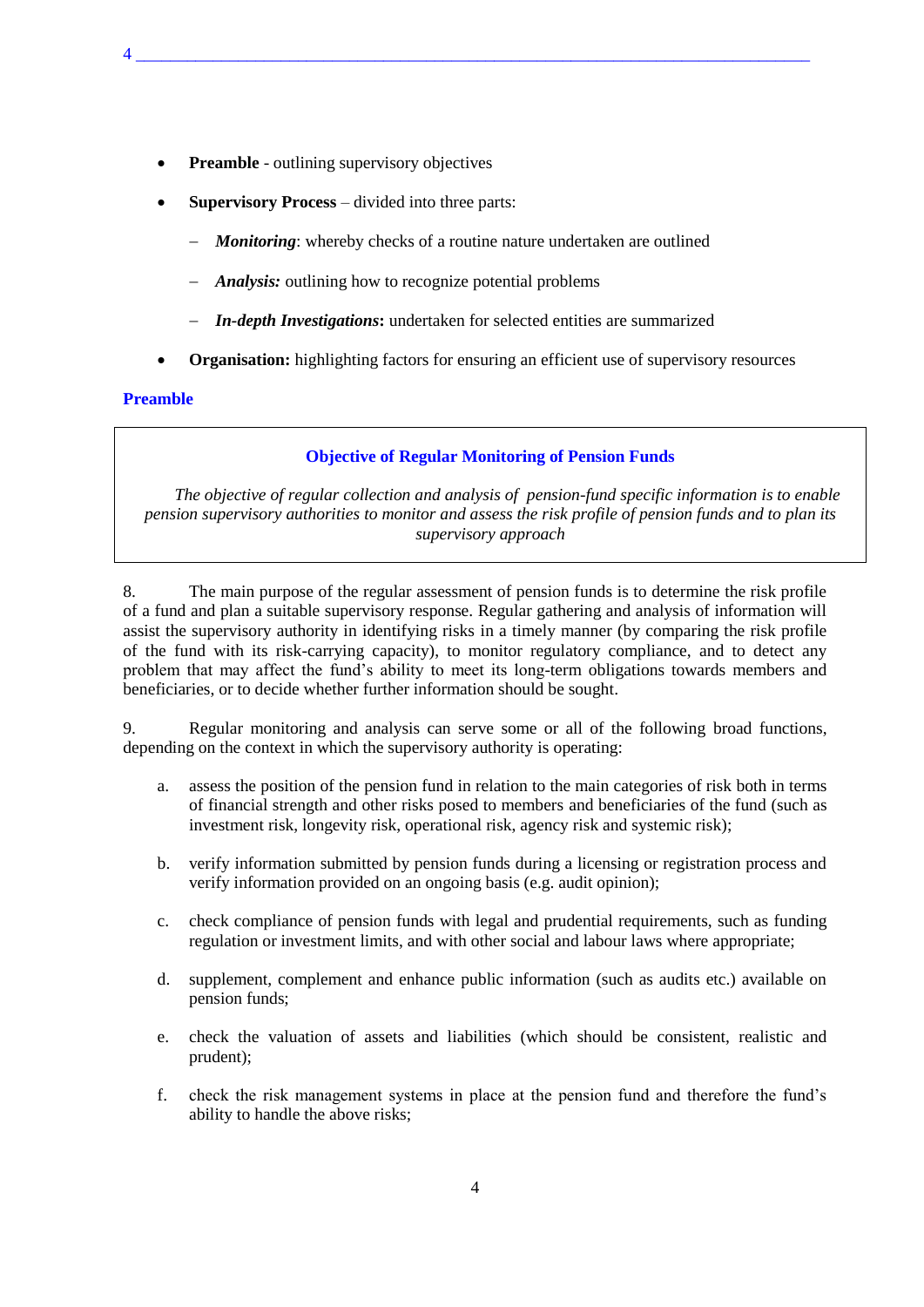- **Preamble** - outlining supervisory objectives
- **Supervisory Process** – divided into three parts:
  - ***Monitoring***: whereby checks of a routine nature undertaken are outlined
  - ***Analysis:*** outlining how to recognize potential problems
  - ***In-depth Investigations*****:** undertaken for selected entities are summarized
- **Organisation:** highlighting factors for ensuring an efficient use of supervisory resources

## Preamble

> **Objective of Regular Monitoring of Pension Funds**
>
> *The objective of regular collection and analysis of pension-fund specific information is to enable pension supervisory authorities to monitor and assess the risk profile of pension funds and to plan its supervisory approach*

8. The main purpose of the regular assessment of pension funds is to determine the risk profile of a fund and plan a suitable supervisory response. Regular gathering and analysis of information will assist the supervisory authority in identifying risks in a timely manner (by comparing the risk profile of the fund with its risk-carrying capacity), to monitor regulatory compliance, and to detect any problem that may affect the fund's ability to meet its long-term obligations towards members and beneficiaries, or to decide whether further information should be sought.

9. Regular monitoring and analysis can serve some or all of the following broad functions, depending on the context in which the supervisory authority is operating:

a. assess the position of the pension fund in relation to the main categories of risk both in terms of financial strength and other risks posed to members and beneficiaries of the fund (such as investment risk, longevity risk, operational risk, agency risk and systemic risk);

b. verify information submitted by pension funds during a licensing or registration process and verify information provided on an ongoing basis (e.g. audit opinion);

c. check compliance of pension funds with legal and prudential requirements, such as funding regulation or investment limits, and with other social and labour laws where appropriate;

d. supplement, complement and enhance public information (such as audits etc.) available on pension funds;

e. check the valuation of assets and liabilities (which should be consistent, realistic and prudent);

f. check the risk management systems in place at the pension fund and therefore the fund's ability to handle the above risks;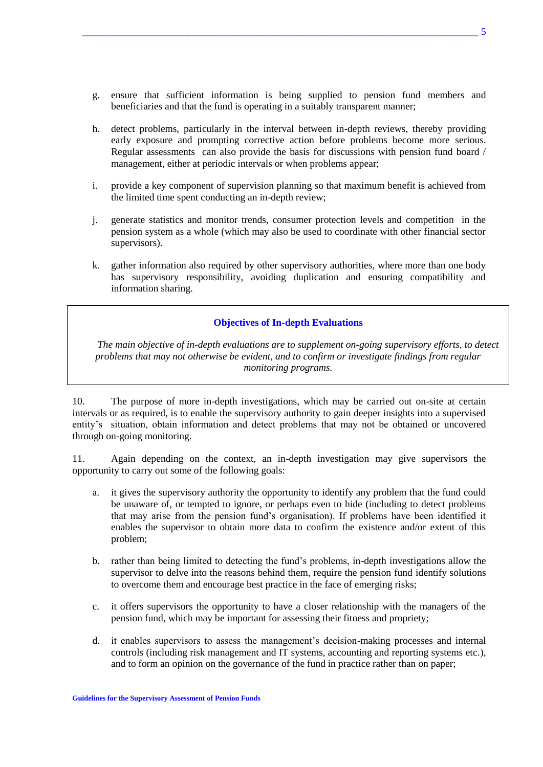g. ensure that sufficient information is being supplied to pension fund members and beneficiaries and that the fund is operating in a suitably transparent manner;

h. detect problems, particularly in the interval between in-depth reviews, thereby providing early exposure and prompting corrective action before problems become more serious. Regular assessments can also provide the basis for discussions with pension fund board / management, either at periodic intervals or when problems appear;

i. provide a key component of supervision planning so that maximum benefit is achieved from the limited time spent conducting an in-depth review;

j. generate statistics and monitor trends, consumer protection levels and competition in the pension system as a whole (which may also be used to coordinate with other financial sector supervisors).

k. gather information also required by other supervisory authorities, where more than one body has supervisory responsibility, avoiding duplication and ensuring compatibility and information sharing.

**Objectives of In-depth Evaluations**

*The main objective of in-depth evaluations are to supplement on-going supervisory efforts, to detect problems that may not otherwise be evident, and to confirm or investigate findings from regular monitoring programs.*

10. The purpose of more in-depth investigations, which may be carried out on-site at certain intervals or as required, is to enable the supervisory authority to gain deeper insights into a supervised entity's situation, obtain information and detect problems that may not be obtained or uncovered through on-going monitoring.

11. Again depending on the context, an in-depth investigation may give supervisors the opportunity to carry out some of the following goals:

a. it gives the supervisory authority the opportunity to identify any problem that the fund could be unaware of, or tempted to ignore, or perhaps even to hide (including to detect problems that may arise from the pension fund's organisation). If problems have been identified it enables the supervisor to obtain more data to confirm the existence and/or extent of this problem;

b. rather than being limited to detecting the fund's problems, in-depth investigations allow the supervisor to delve into the reasons behind them, require the pension fund identify solutions to overcome them and encourage best practice in the face of emerging risks;

c. it offers supervisors the opportunity to have a closer relationship with the managers of the pension fund, which may be important for assessing their fitness and propriety;

d. it enables supervisors to assess the management's decision-making processes and internal controls (including risk management and IT systems, accounting and reporting systems etc.), and to form an opinion on the governance of the fund in practice rather than on paper;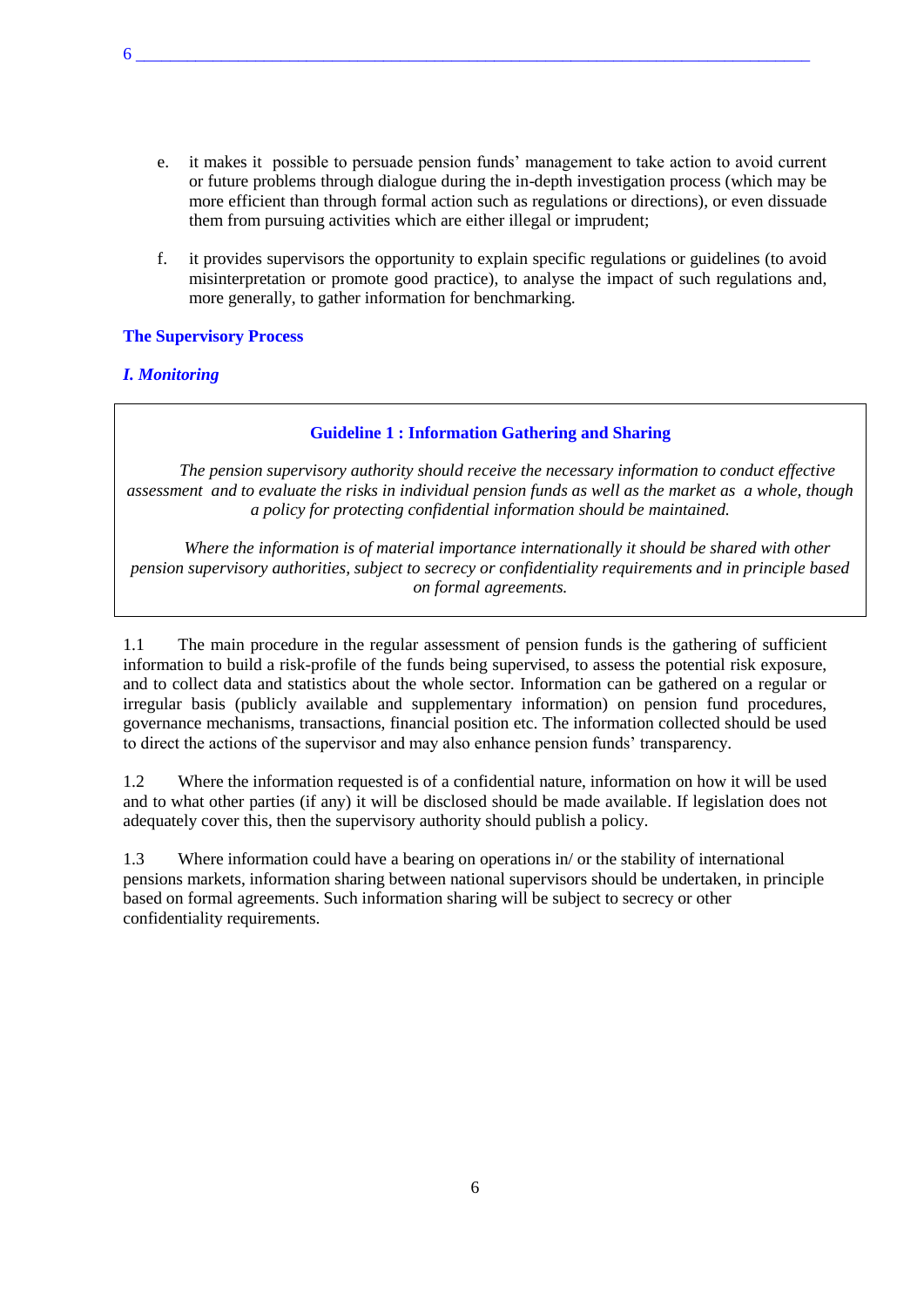e. it makes it possible to persuade pension funds' management to take action to avoid current or future problems through dialogue during the in-depth investigation process (which may be more efficient than through formal action such as regulations or directions), or even dissuade them from pursuing activities which are either illegal or imprudent;

f. it provides supervisors the opportunity to explain specific regulations or guidelines (to avoid misinterpretation or promote good practice), to analyse the impact of such regulations and, more generally, to gather information for benchmarking.

## The Supervisory Process

### *I. Monitoring*

> **Guideline 1 : Information Gathering and Sharing**
>
> *The pension supervisory authority should receive the necessary information to conduct effective assessment and to evaluate the risks in individual pension funds as well as the market as a whole, though a policy for protecting confidential information should be maintained.*
>
> *Where the information is of material importance internationally it should be shared with other pension supervisory authorities, subject to secrecy or confidentiality requirements and in principle based on formal agreements.*

1.1 The main procedure in the regular assessment of pension funds is the gathering of sufficient information to build a risk-profile of the funds being supervised, to assess the potential risk exposure, and to collect data and statistics about the whole sector. Information can be gathered on a regular or irregular basis (publicly available and supplementary information) on pension fund procedures, governance mechanisms, transactions, financial position etc. The information collected should be used to direct the actions of the supervisor and may also enhance pension funds' transparency.

1.2 Where the information requested is of a confidential nature, information on how it will be used and to what other parties (if any) it will be disclosed should be made available. If legislation does not adequately cover this, then the supervisory authority should publish a policy.

1.3 Where information could have a bearing on operations in/ or the stability of international pensions markets, information sharing between national supervisors should be undertaken, in principle based on formal agreements. Such information sharing will be subject to secrecy or other confidentiality requirements.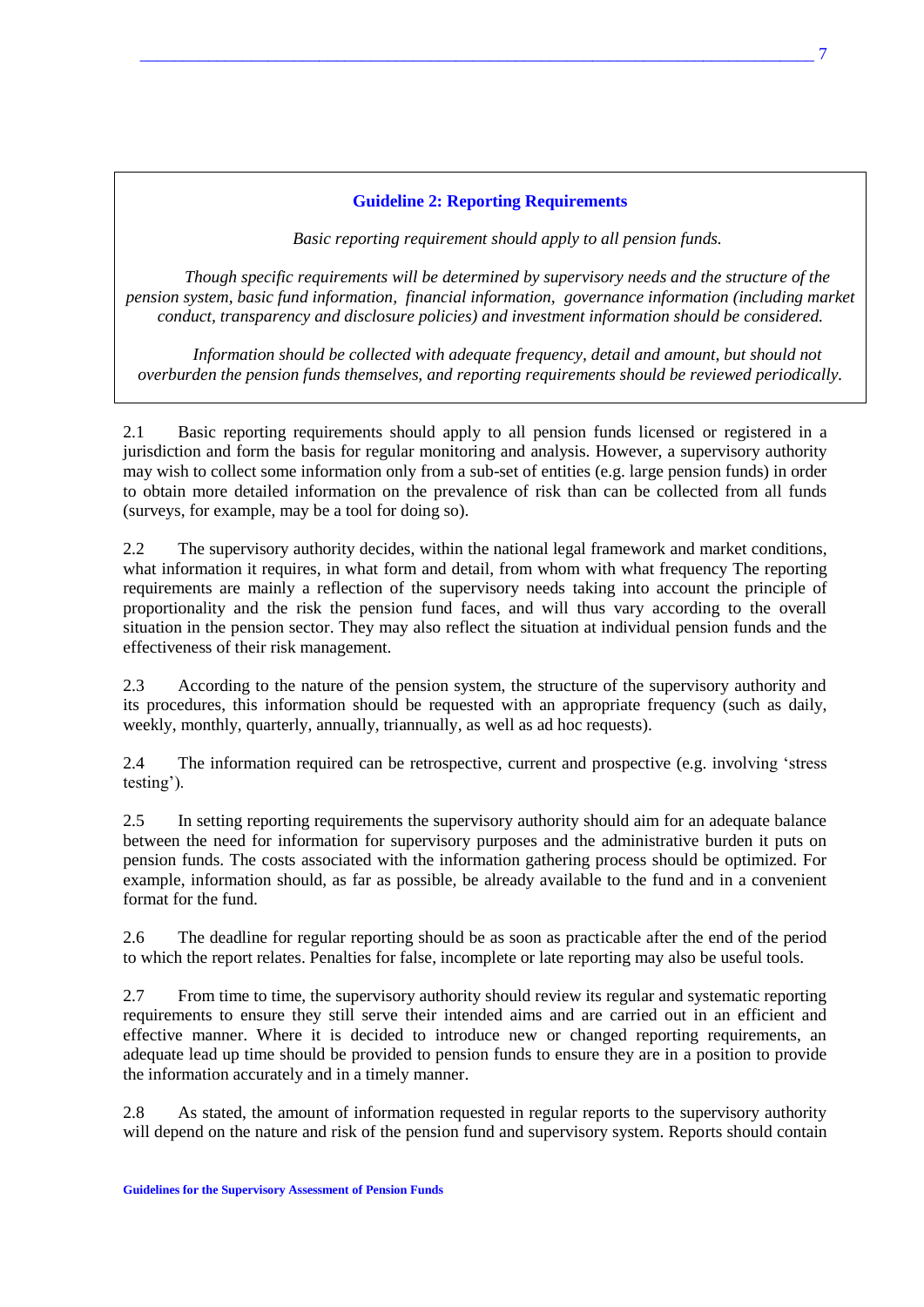### Guideline 2: Reporting Requirements

*Basic reporting requirement should apply to all pension funds.*

*Though specific requirements will be determined by supervisory needs and the structure of the pension system, basic fund information, financial information, governance information (including market conduct, transparency and disclosure policies) and investment information should be considered.*

*Information should be collected with adequate frequency, detail and amount, but should not overburden the pension funds themselves, and reporting requirements should be reviewed periodically.*

2.1 Basic reporting requirements should apply to all pension funds licensed or registered in a jurisdiction and form the basis for regular monitoring and analysis. However, a supervisory authority may wish to collect some information only from a sub-set of entities (e.g. large pension funds) in order to obtain more detailed information on the prevalence of risk than can be collected from all funds (surveys, for example, may be a tool for doing so).

2.2 The supervisory authority decides, within the national legal framework and market conditions, what information it requires, in what form and detail, from whom with what frequency The reporting requirements are mainly a reflection of the supervisory needs taking into account the principle of proportionality and the risk the pension fund faces, and will thus vary according to the overall situation in the pension sector. They may also reflect the situation at individual pension funds and the effectiveness of their risk management.

2.3 According to the nature of the pension system, the structure of the supervisory authority and its procedures, this information should be requested with an appropriate frequency (such as daily, weekly, monthly, quarterly, annually, triannually, as well as ad hoc requests).

2.4 The information required can be retrospective, current and prospective (e.g. involving 'stress testing').

2.5 In setting reporting requirements the supervisory authority should aim for an adequate balance between the need for information for supervisory purposes and the administrative burden it puts on pension funds. The costs associated with the information gathering process should be optimized. For example, information should, as far as possible, be already available to the fund and in a convenient format for the fund.

2.6 The deadline for regular reporting should be as soon as practicable after the end of the period to which the report relates. Penalties for false, incomplete or late reporting may also be useful tools.

2.7 From time to time, the supervisory authority should review its regular and systematic reporting requirements to ensure they still serve their intended aims and are carried out in an efficient and effective manner. Where it is decided to introduce new or changed reporting requirements, an adequate lead up time should be provided to pension funds to ensure they are in a position to provide the information accurately and in a timely manner.

2.8 As stated, the amount of information requested in regular reports to the supervisory authority will depend on the nature and risk of the pension fund and supervisory system. Reports should contain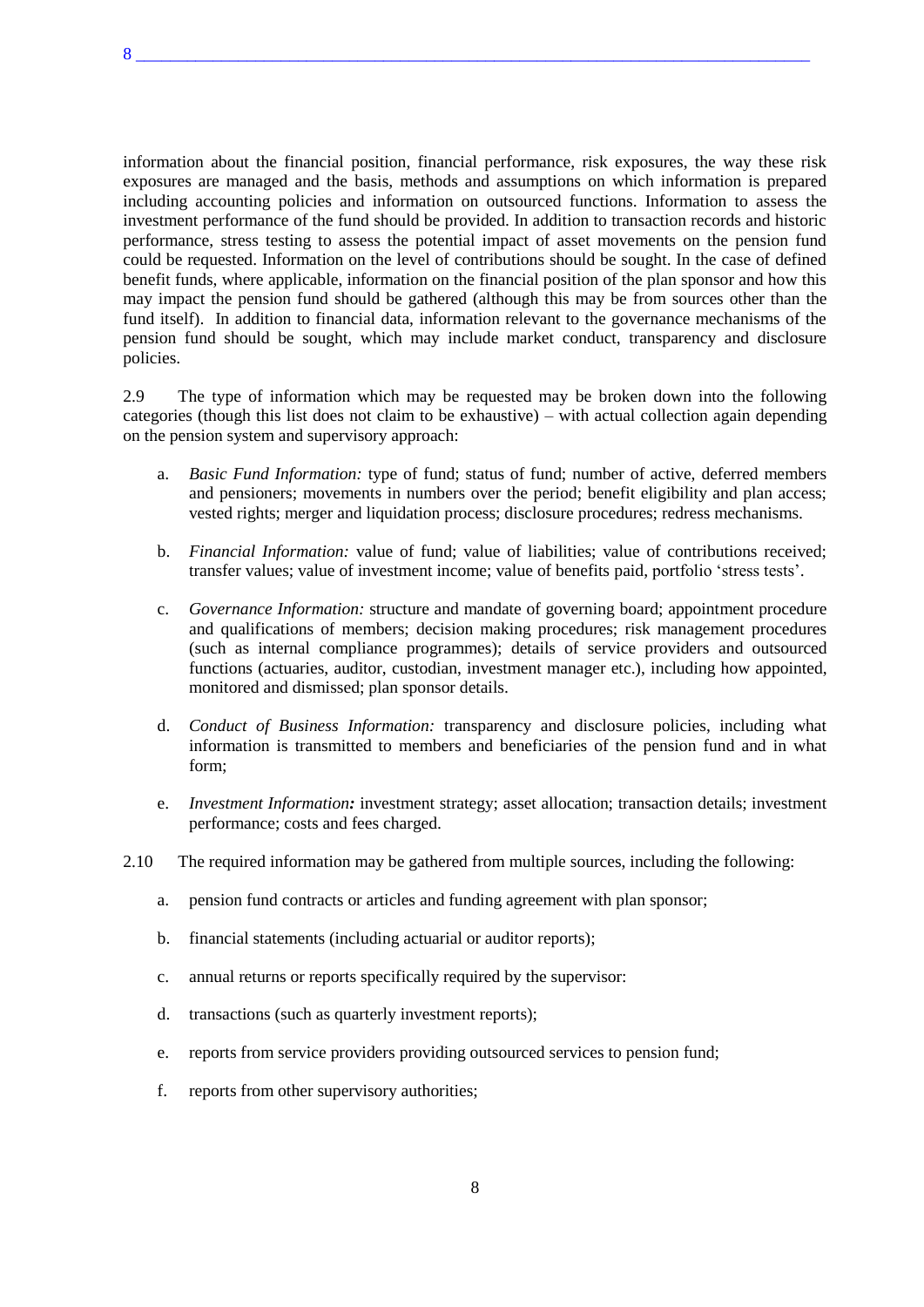information about the financial position, financial performance, risk exposures, the way these risk exposures are managed and the basis, methods and assumptions on which information is prepared including accounting policies and information on outsourced functions. Information to assess the investment performance of the fund should be provided. In addition to transaction records and historic performance, stress testing to assess the potential impact of asset movements on the pension fund could be requested. Information on the level of contributions should be sought. In the case of defined benefit funds, where applicable, information on the financial position of the plan sponsor and how this may impact the pension fund should be gathered (although this may be from sources other than the fund itself). In addition to financial data, information relevant to the governance mechanisms of the pension fund should be sought, which may include market conduct, transparency and disclosure policies.

2.9 The type of information which may be requested may be broken down into the following categories (though this list does not claim to be exhaustive) – with actual collection again depending on the pension system and supervisory approach:

a. *Basic Fund Information:* type of fund; status of fund; number of active, deferred members and pensioners; movements in numbers over the period; benefit eligibility and plan access; vested rights; merger and liquidation process; disclosure procedures; redress mechanisms.

b. *Financial Information:* value of fund; value of liabilities; value of contributions received; transfer values; value of investment income; value of benefits paid, portfolio 'stress tests'.

c. *Governance Information:* structure and mandate of governing board; appointment procedure and qualifications of members; decision making procedures; risk management procedures (such as internal compliance programmes); details of service providers and outsourced functions (actuaries, auditor, custodian, investment manager etc.), including how appointed, monitored and dismissed; plan sponsor details.

d. *Conduct of Business Information:* transparency and disclosure policies, including what information is transmitted to members and beneficiaries of the pension fund and in what form;

e. *Investment Information:* investment strategy; asset allocation; transaction details; investment performance; costs and fees charged.

2.10 The required information may be gathered from multiple sources, including the following:

a. pension fund contracts or articles and funding agreement with plan sponsor;

b. financial statements (including actuarial or auditor reports);

c. annual returns or reports specifically required by the supervisor:

d. transactions (such as quarterly investment reports);

e. reports from service providers providing outsourced services to pension fund;

f. reports from other supervisory authorities;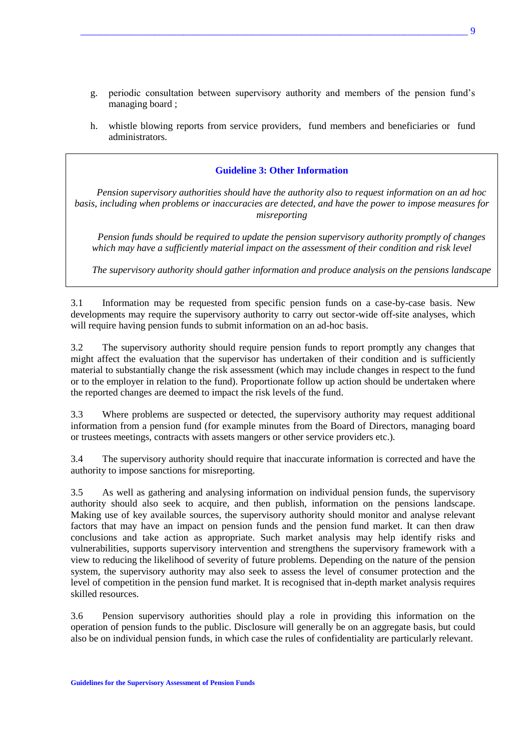g. periodic consultation between supervisory authority and members of the pension fund's managing board ;

h. whistle blowing reports from service providers, fund members and beneficiaries or fund administrators.

### Guideline 3: Other Information

*Pension supervisory authorities should have the authority also to request information on an ad hoc basis, including when problems or inaccuracies are detected, and have the power to impose measures for misreporting*

*Pension funds should be required to update the pension supervisory authority promptly of changes which may have a sufficiently material impact on the assessment of their condition and risk level*

*The supervisory authority should gather information and produce analysis on the pensions landscape*

3.1 Information may be requested from specific pension funds on a case-by-case basis. New developments may require the supervisory authority to carry out sector-wide off-site analyses, which will require having pension funds to submit information on an ad-hoc basis.

3.2 The supervisory authority should require pension funds to report promptly any changes that might affect the evaluation that the supervisor has undertaken of their condition and is sufficiently material to substantially change the risk assessment (which may include changes in respect to the fund or to the employer in relation to the fund). Proportionate follow up action should be undertaken where the reported changes are deemed to impact the risk levels of the fund.

3.3 Where problems are suspected or detected, the supervisory authority may request additional information from a pension fund (for example minutes from the Board of Directors, managing board or trustees meetings, contracts with assets mangers or other service providers etc.).

3.4 The supervisory authority should require that inaccurate information is corrected and have the authority to impose sanctions for misreporting.

3.5 As well as gathering and analysing information on individual pension funds, the supervisory authority should also seek to acquire, and then publish, information on the pensions landscape. Making use of key available sources, the supervisory authority should monitor and analyse relevant factors that may have an impact on pension funds and the pension fund market. It can then draw conclusions and take action as appropriate. Such market analysis may help identify risks and vulnerabilities, supports supervisory intervention and strengthens the supervisory framework with a view to reducing the likelihood of severity of future problems. Depending on the nature of the pension system, the supervisory authority may also seek to assess the level of consumer protection and the level of competition in the pension fund market. It is recognised that in-depth market analysis requires skilled resources.

3.6 Pension supervisory authorities should play a role in providing this information on the operation of pension funds to the public. Disclosure will generally be on an aggregate basis, but could also be on individual pension funds, in which case the rules of confidentiality are particularly relevant.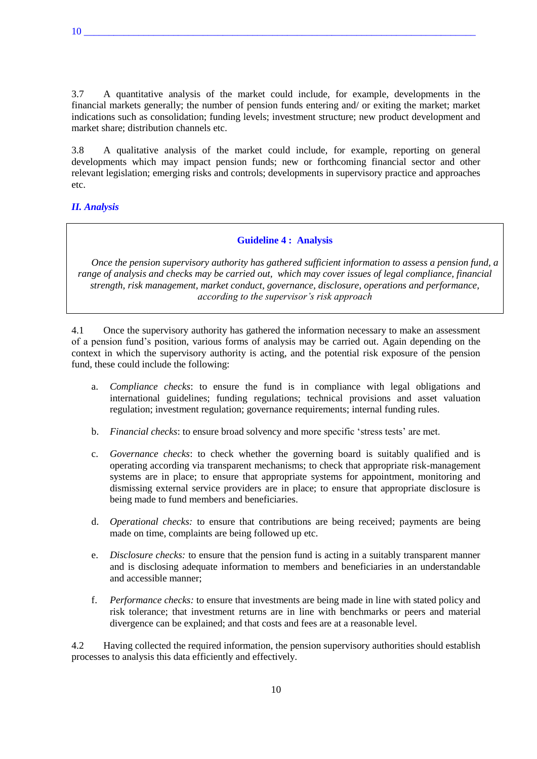3.7 A quantitative analysis of the market could include, for example, developments in the financial markets generally; the number of pension funds entering and/ or exiting the market; market indications such as consolidation; funding levels; investment structure; new product development and market share; distribution channels etc.

3.8 A qualitative analysis of the market could include, for example, reporting on general developments which may impact pension funds; new or forthcoming financial sector and other relevant legislation; emerging risks and controls; developments in supervisory practice and approaches etc.

### *II. Analysis*

> **Guideline 4 : Analysis**
>
> *Once the pension supervisory authority has gathered sufficient information to assess a pension fund, a range of analysis and checks may be carried out, which may cover issues of legal compliance, financial strength, risk management, market conduct, governance, disclosure, operations and performance, according to the supervisor's risk approach*

4.1 Once the supervisory authority has gathered the information necessary to make an assessment of a pension fund's position, various forms of analysis may be carried out. Again depending on the context in which the supervisory authority is acting, and the potential risk exposure of the pension fund, these could include the following:

a. *Compliance checks*: to ensure the fund is in compliance with legal obligations and international guidelines; funding regulations; technical provisions and asset valuation regulation; investment regulation; governance requirements; internal funding rules.

b. *Financial checks*: to ensure broad solvency and more specific 'stress tests' are met.

c. *Governance checks*: to check whether the governing board is suitably qualified and is operating according via transparent mechanisms; to check that appropriate risk-management systems are in place; to ensure that appropriate systems for appointment, monitoring and dismissing external service providers are in place; to ensure that appropriate disclosure is being made to fund members and beneficiaries.

d. *Operational checks:* to ensure that contributions are being received; payments are being made on time, complaints are being followed up etc.

e. *Disclosure checks:* to ensure that the pension fund is acting in a suitably transparent manner and is disclosing adequate information to members and beneficiaries in an understandable and accessible manner;

f. *Performance checks:* to ensure that investments are being made in line with stated policy and risk tolerance; that investment returns are in line with benchmarks or peers and material divergence can be explained; and that costs and fees are at a reasonable level.

4.2 Having collected the required information, the pension supervisory authorities should establish processes to analysis this data efficiently and effectively.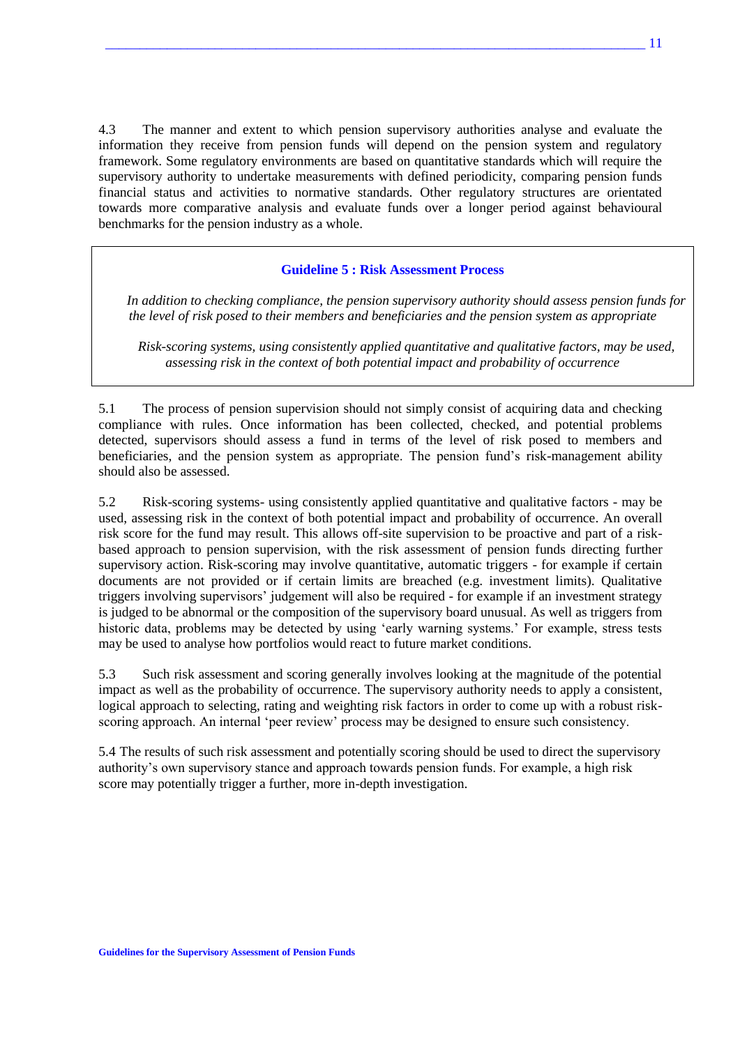4.3 The manner and extent to which pension supervisory authorities analyse and evaluate the information they receive from pension funds will depend on the pension system and regulatory framework. Some regulatory environments are based on quantitative standards which will require the supervisory authority to undertake measurements with defined periodicity, comparing pension funds financial status and activities to normative standards. Other regulatory structures are orientated towards more comparative analysis and evaluate funds over a longer period against behavioural benchmarks for the pension industry as a whole.

### Guideline 5 : Risk Assessment Process

*In addition to checking compliance, the pension supervisory authority should assess pension funds for the level of risk posed to their members and beneficiaries and the pension system as appropriate*

*Risk-scoring systems, using consistently applied quantitative and qualitative factors, may be used, assessing risk in the context of both potential impact and probability of occurrence*

5.1 The process of pension supervision should not simply consist of acquiring data and checking compliance with rules. Once information has been collected, checked, and potential problems detected, supervisors should assess a fund in terms of the level of risk posed to members and beneficiaries, and the pension system as appropriate. The pension fund's risk-management ability should also be assessed.

5.2 Risk-scoring systems- using consistently applied quantitative and qualitative factors - may be used, assessing risk in the context of both potential impact and probability of occurrence. An overall risk score for the fund may result. This allows off-site supervision to be proactive and part of a risk-based approach to pension supervision, with the risk assessment of pension funds directing further supervisory action. Risk-scoring may involve quantitative, automatic triggers - for example if certain documents are not provided or if certain limits are breached (e.g. investment limits). Qualitative triggers involving supervisors' judgement will also be required - for example if an investment strategy is judged to be abnormal or the composition of the supervisory board unusual. As well as triggers from historic data, problems may be detected by using 'early warning systems.' For example, stress tests may be used to analyse how portfolios would react to future market conditions.

5.3 Such risk assessment and scoring generally involves looking at the magnitude of the potential impact as well as the probability of occurrence. The supervisory authority needs to apply a consistent, logical approach to selecting, rating and weighting risk factors in order to come up with a robust risk-scoring approach. An internal 'peer review' process may be designed to ensure such consistency.

5.4 The results of such risk assessment and potentially scoring should be used to direct the supervisory authority's own supervisory stance and approach towards pension funds. For example, a high risk score may potentially trigger a further, more in-depth investigation.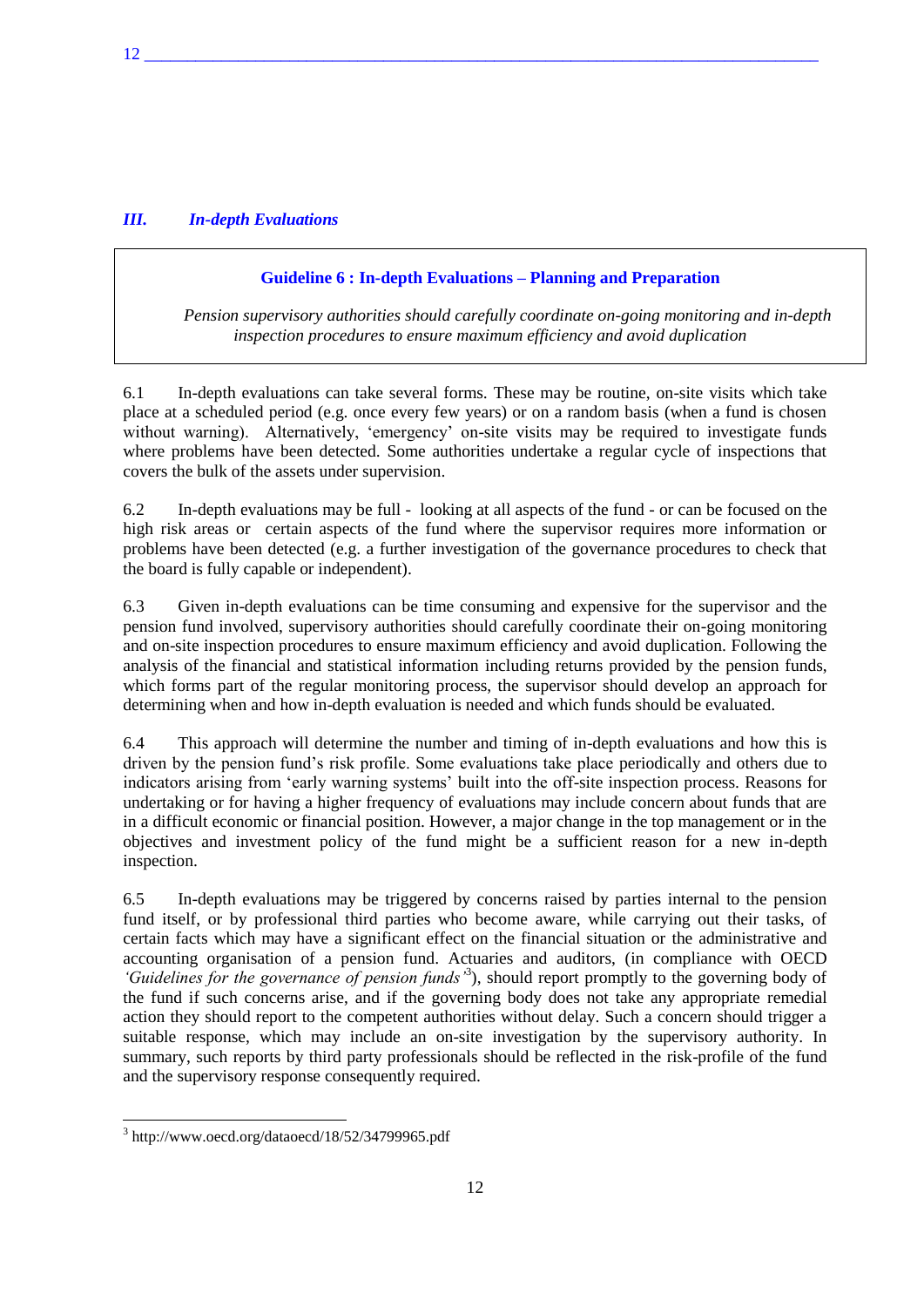## *III. In-depth Evaluations*

> **Guideline 6 : In-depth Evaluations – Planning and Preparation**
>
> *Pension supervisory authorities should carefully coordinate on-going monitoring and in-depth inspection procedures to ensure maximum efficiency and avoid duplication*

6.1 In-depth evaluations can take several forms. These may be routine, on-site visits which take place at a scheduled period (e.g. once every few years) or on a random basis (when a fund is chosen without warning). Alternatively, 'emergency' on-site visits may be required to investigate funds where problems have been detected. Some authorities undertake a regular cycle of inspections that covers the bulk of the assets under supervision.

6.2 In-depth evaluations may be full - looking at all aspects of the fund - or can be focused on the high risk areas or certain aspects of the fund where the supervisor requires more information or problems have been detected (e.g. a further investigation of the governance procedures to check that the board is fully capable or independent).

6.3 Given in-depth evaluations can be time consuming and expensive for the supervisor and the pension fund involved, supervisory authorities should carefully coordinate their on-going monitoring and on-site inspection procedures to ensure maximum efficiency and avoid duplication. Following the analysis of the financial and statistical information including returns provided by the pension funds, which forms part of the regular monitoring process, the supervisor should develop an approach for determining when and how in-depth evaluation is needed and which funds should be evaluated.

6.4 This approach will determine the number and timing of in-depth evaluations and how this is driven by the pension fund's risk profile. Some evaluations take place periodically and others due to indicators arising from 'early warning systems' built into the off-site inspection process. Reasons for undertaking or for having a higher frequency of evaluations may include concern about funds that are in a difficult economic or financial position. However, a major change in the top management or in the objectives and investment policy of the fund might be a sufficient reason for a new in-depth inspection.

6.5 In-depth evaluations may be triggered by concerns raised by parties internal to the pension fund itself, or by professional third parties who become aware, while carrying out their tasks, of certain facts which may have a significant effect on the financial situation or the administrative and accounting organisation of a pension fund. Actuaries and auditors, (in compliance with OECD *'Guidelines for the governance of pension funds'*[3]), should report promptly to the governing body of the fund if such concerns arise, and if the governing body does not take any appropriate remedial action they should report to the competent authorities without delay. Such a concern should trigger a suitable response, which may include an on-site investigation by the supervisory authority. In summary, such reports by third party professionals should be reflected in the risk-profile of the fund and the supervisory response consequently required.

[3] http://www.oecd.org/dataoecd/18/52/34799965.pdf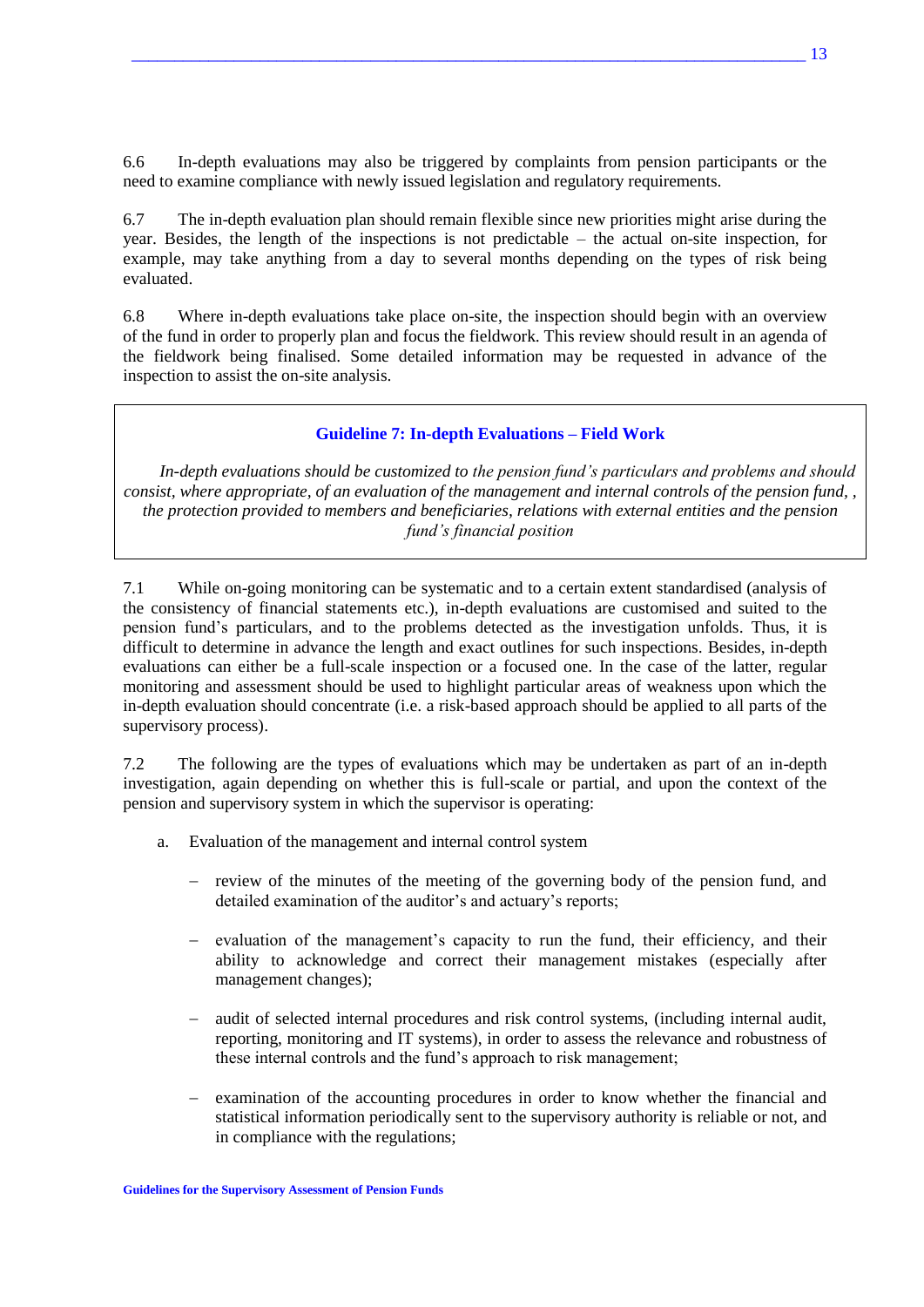6.6 In-depth evaluations may also be triggered by complaints from pension participants or the need to examine compliance with newly issued legislation and regulatory requirements.

6.7 The in-depth evaluation plan should remain flexible since new priorities might arise during the year. Besides, the length of the inspections is not predictable – the actual on-site inspection, for example, may take anything from a day to several months depending on the types of risk being evaluated.

6.8 Where in-depth evaluations take place on-site, the inspection should begin with an overview of the fund in order to properly plan and focus the fieldwork. This review should result in an agenda of the fieldwork being finalised. Some detailed information may be requested in advance of the inspection to assist the on-site analysis.

### Guideline 7: In-depth Evaluations – Field Work

*In-depth evaluations should be customized to the pension fund's particulars and problems and should consist, where appropriate, of an evaluation of the management and internal controls of the pension fund, , the protection provided to members and beneficiaries, relations with external entities and the pension fund's financial position*

7.1 While on-going monitoring can be systematic and to a certain extent standardised (analysis of the consistency of financial statements etc.), in-depth evaluations are customised and suited to the pension fund's particulars, and to the problems detected as the investigation unfolds. Thus, it is difficult to determine in advance the length and exact outlines for such inspections. Besides, in-depth evaluations can either be a full-scale inspection or a focused one. In the case of the latter, regular monitoring and assessment should be used to highlight particular areas of weakness upon which the in-depth evaluation should concentrate (i.e. a risk-based approach should be applied to all parts of the supervisory process).

7.2 The following are the types of evaluations which may be undertaken as part of an in-depth investigation, again depending on whether this is full-scale or partial, and upon the context of the pension and supervisory system in which the supervisor is operating:

a. Evaluation of the management and internal control system

   - review of the minutes of the meeting of the governing body of the pension fund, and detailed examination of the auditor's and actuary's reports;
   - evaluation of the management's capacity to run the fund, their efficiency, and their ability to acknowledge and correct their management mistakes (especially after management changes);
   - audit of selected internal procedures and risk control systems, (including internal audit, reporting, monitoring and IT systems), in order to assess the relevance and robustness of these internal controls and the fund's approach to risk management;
   - examination of the accounting procedures in order to know whether the financial and statistical information periodically sent to the supervisory authority is reliable or not, and in compliance with the regulations;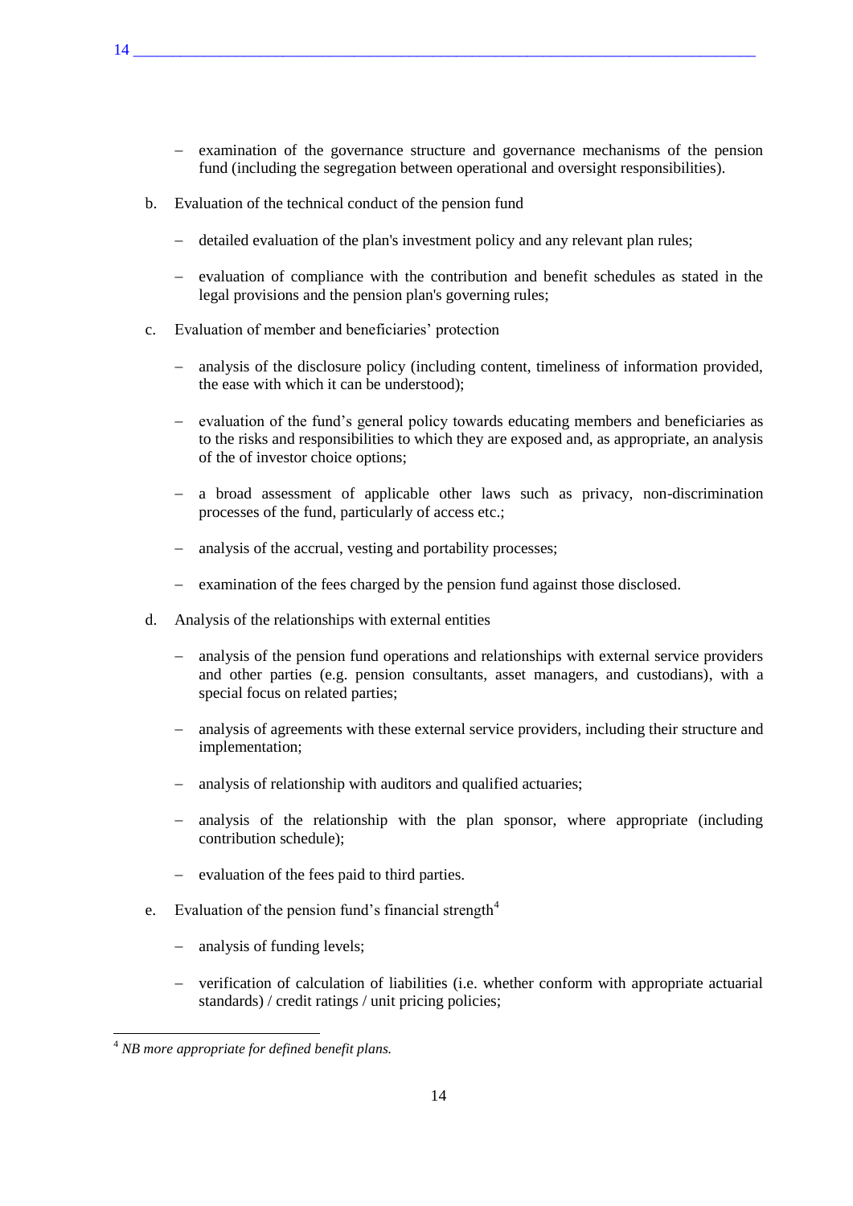- examination of the governance structure and governance mechanisms of the pension fund (including the segregation between operational and oversight responsibilities).

b. Evaluation of the technical conduct of the pension fund

   - detailed evaluation of the plan's investment policy and any relevant plan rules;
   - evaluation of compliance with the contribution and benefit schedules as stated in the legal provisions and the pension plan's governing rules;

c. Evaluation of member and beneficiaries' protection

   - analysis of the disclosure policy (including content, timeliness of information provided, the ease with which it can be understood);
   - evaluation of the fund's general policy towards educating members and beneficiaries as to the risks and responsibilities to which they are exposed and, as appropriate, an analysis of the of investor choice options;
   - a broad assessment of applicable other laws such as privacy, non-discrimination processes of the fund, particularly of access etc.;
   - analysis of the accrual, vesting and portability processes;
   - examination of the fees charged by the pension fund against those disclosed.

d. Analysis of the relationships with external entities

   - analysis of the pension fund operations and relationships with external service providers and other parties (e.g. pension consultants, asset managers, and custodians), with a special focus on related parties;
   - analysis of agreements with these external service providers, including their structure and implementation;
   - analysis of relationship with auditors and qualified actuaries;
   - analysis of the relationship with the plan sponsor, where appropriate (including contribution schedule);
   - evaluation of the fees paid to third parties.

e. Evaluation of the pension fund's financial strength[4]

   - analysis of funding levels;
   - verification of calculation of liabilities (i.e. whether conform with appropriate actuarial standards) / credit ratings / unit pricing policies;

---

[4] *NB more appropriate for defined benefit plans.*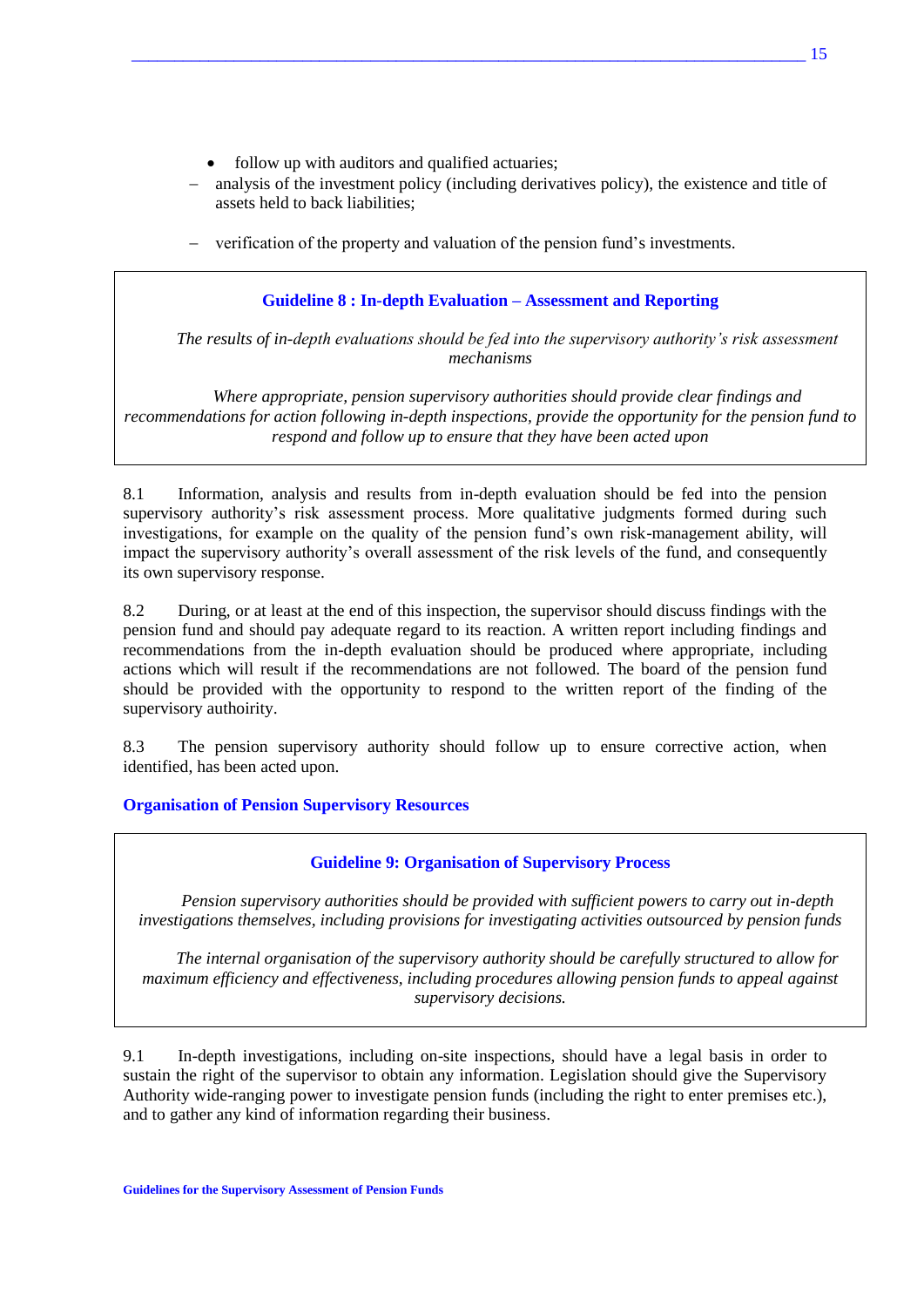- follow up with auditors and qualified actuaries;

– analysis of the investment policy (including derivatives policy), the existence and title of assets held to back liabilities;

– verification of the property and valuation of the pension fund's investments.

> **Guideline 8 : In-depth Evaluation – Assessment and Reporting**
>
> *The results of in-depth evaluations should be fed into the supervisory authority's risk assessment mechanisms*
>
> *Where appropriate, pension supervisory authorities should provide clear findings and recommendations for action following in-depth inspections, provide the opportunity for the pension fund to respond and follow up to ensure that they have been acted upon*

8.1 Information, analysis and results from in-depth evaluation should be fed into the pension supervisory authority's risk assessment process. More qualitative judgments formed during such investigations, for example on the quality of the pension fund's own risk-management ability, will impact the supervisory authority's overall assessment of the risk levels of the fund, and consequently its own supervisory response.

8.2 During, or at least at the end of this inspection, the supervisor should discuss findings with the pension fund and should pay adequate regard to its reaction. A written report including findings and recommendations from the in-depth evaluation should be produced where appropriate, including actions which will result if the recommendations are not followed. The board of the pension fund should be provided with the opportunity to respond to the written report of the finding of the supervisory authoirity.

8.3 The pension supervisory authority should follow up to ensure corrective action, when identified, has been acted upon.

## Organisation of Pension Supervisory Resources

> **Guideline 9: Organisation of Supervisory Process**
>
> *Pension supervisory authorities should be provided with sufficient powers to carry out in-depth investigations themselves, including provisions for investigating activities outsourced by pension funds*
>
> *The internal organisation of the supervisory authority should be carefully structured to allow for maximum efficiency and effectiveness, including procedures allowing pension funds to appeal against supervisory decisions.*

9.1 In-depth investigations, including on-site inspections, should have a legal basis in order to sustain the right of the supervisor to obtain any information. Legislation should give the Supervisory Authority wide-ranging power to investigate pension funds (including the right to enter premises etc.), and to gather any kind of information regarding their business.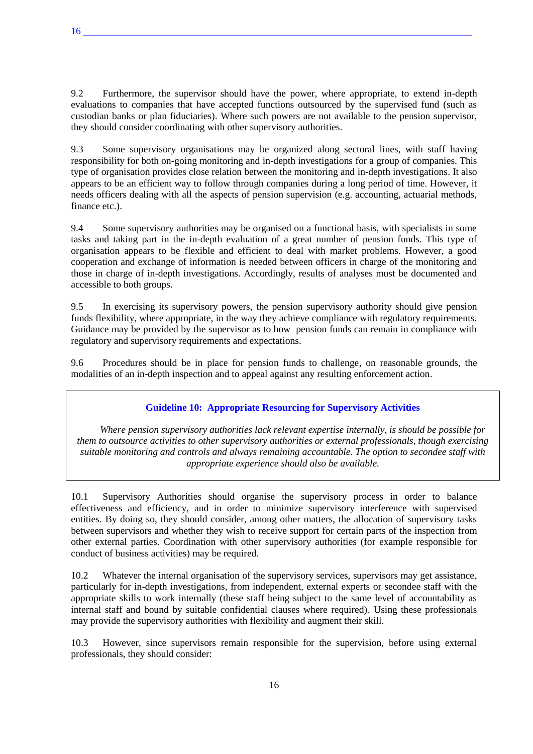9.2 Furthermore, the supervisor should have the power, where appropriate, to extend in-depth evaluations to companies that have accepted functions outsourced by the supervised fund (such as custodian banks or plan fiduciaries). Where such powers are not available to the pension supervisor, they should consider coordinating with other supervisory authorities.

9.3 Some supervisory organisations may be organized along sectoral lines, with staff having responsibility for both on-going monitoring and in-depth investigations for a group of companies. This type of organisation provides close relation between the monitoring and in-depth investigations. It also appears to be an efficient way to follow through companies during a long period of time. However, it needs officers dealing with all the aspects of pension supervision (e.g. accounting, actuarial methods, finance etc.).

9.4 Some supervisory authorities may be organised on a functional basis, with specialists in some tasks and taking part in the in-depth evaluation of a great number of pension funds. This type of organisation appears to be flexible and efficient to deal with market problems. However, a good cooperation and exchange of information is needed between officers in charge of the monitoring and those in charge of in-depth investigations. Accordingly, results of analyses must be documented and accessible to both groups.

9.5 In exercising its supervisory powers, the pension supervisory authority should give pension funds flexibility, where appropriate, in the way they achieve compliance with regulatory requirements. Guidance may be provided by the supervisor as to how pension funds can remain in compliance with regulatory and supervisory requirements and expectations.

9.6 Procedures should be in place for pension funds to challenge, on reasonable grounds, the modalities of an in-depth inspection and to appeal against any resulting enforcement action.

### Guideline 10: Appropriate Resourcing for Supervisory Activities

*Where pension supervisory authorities lack relevant expertise internally, is should be possible for them to outsource activities to other supervisory authorities or external professionals, though exercising suitable monitoring and controls and always remaining accountable. The option to secondee staff with appropriate experience should also be available.*

10.1 Supervisory Authorities should organise the supervisory process in order to balance effectiveness and efficiency, and in order to minimize supervisory interference with supervised entities. By doing so, they should consider, among other matters, the allocation of supervisory tasks between supervisors and whether they wish to receive support for certain parts of the inspection from other external parties. Coordination with other supervisory authorities (for example responsible for conduct of business activities) may be required.

10.2 Whatever the internal organisation of the supervisory services, supervisors may get assistance, particularly for in-depth investigations, from independent, external experts or secondee staff with the appropriate skills to work internally (these staff being subject to the same level of accountability as internal staff and bound by suitable confidential clauses where required). Using these professionals may provide the supervisory authorities with flexibility and augment their skill.

10.3 However, since supervisors remain responsible for the supervision, before using external professionals, they should consider: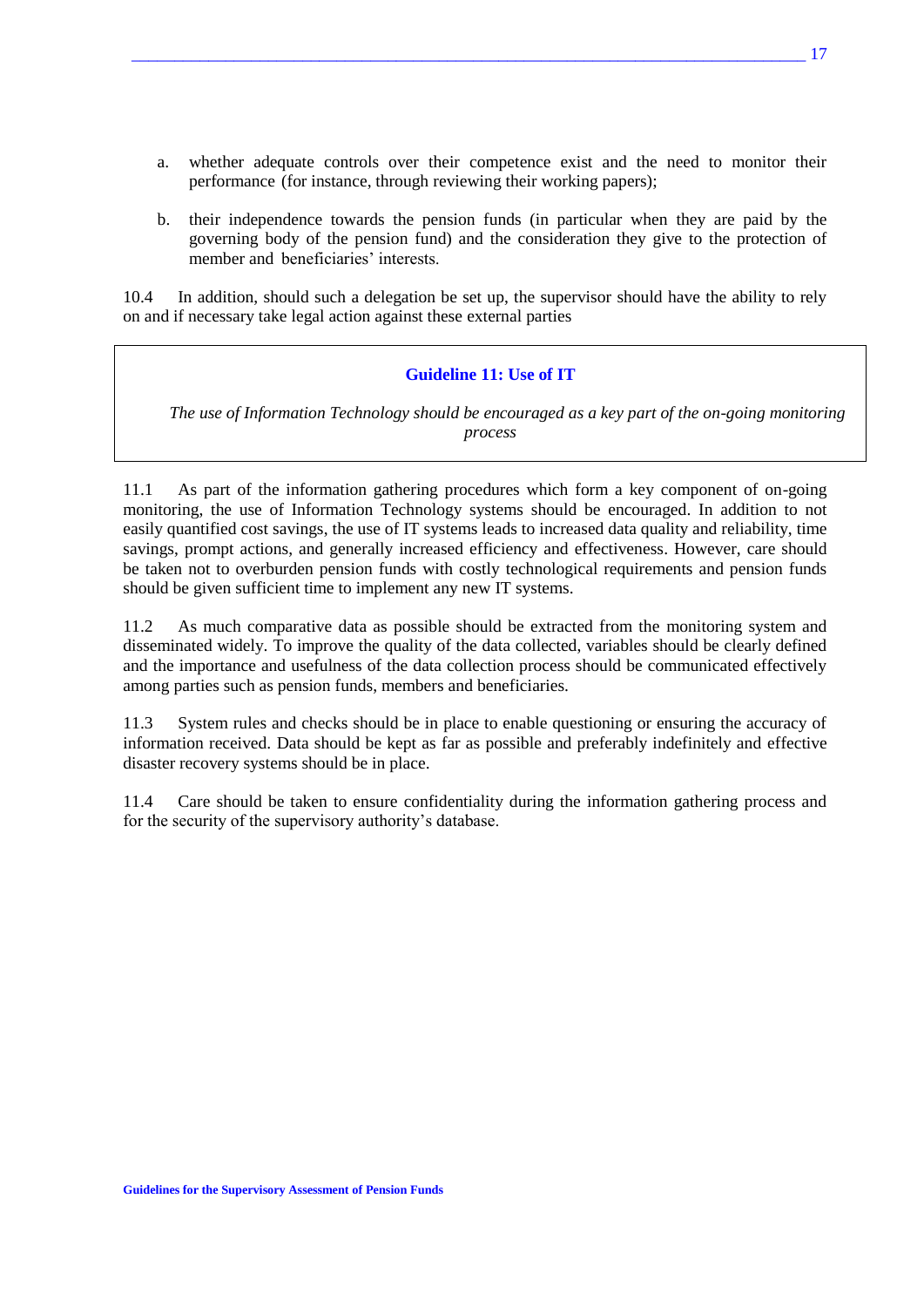a. whether adequate controls over their competence exist and the need to monitor their performance (for instance, through reviewing their working papers);

b. their independence towards the pension funds (in particular when they are paid by the governing body of the pension fund) and the consideration they give to the protection of member and beneficiaries' interests.

10.4 In addition, should such a delegation be set up, the supervisor should have the ability to rely on and if necessary take legal action against these external parties

## Guideline 11: Use of IT

*The use of Information Technology should be encouraged as a key part of the on-going monitoring process*

11.1 As part of the information gathering procedures which form a key component of on-going monitoring, the use of Information Technology systems should be encouraged. In addition to not easily quantified cost savings, the use of IT systems leads to increased data quality and reliability, time savings, prompt actions, and generally increased efficiency and effectiveness. However, care should be taken not to overburden pension funds with costly technological requirements and pension funds should be given sufficient time to implement any new IT systems.

11.2 As much comparative data as possible should be extracted from the monitoring system and disseminated widely. To improve the quality of the data collected, variables should be clearly defined and the importance and usefulness of the data collection process should be communicated effectively among parties such as pension funds, members and beneficiaries.

11.3 System rules and checks should be in place to enable questioning or ensuring the accuracy of information received. Data should be kept as far as possible and preferably indefinitely and effective disaster recovery systems should be in place.

11.4 Care should be taken to ensure confidentiality during the information gathering process and for the security of the supervisory authority's database.